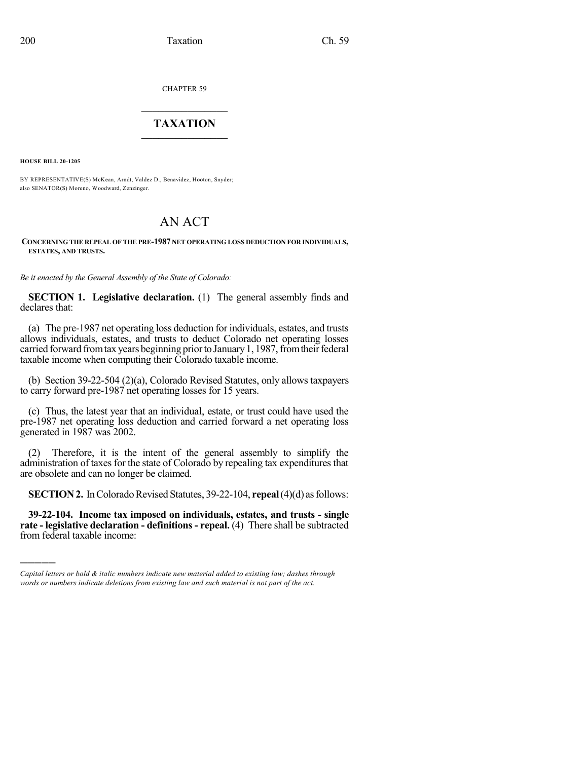CHAPTER 59

# TAXATION

**HOUSE BILL 20-1205**

BY REPRESENTATIVE(S) McKean, Arndt, Valdez D., Benavidez, Hooton, Snyder; also SENATOR(S) Moreno, Woodward, Zenzinger.

# AN ACT

**CONCERNING THE REPEAL OF THE PRE-1987 NET OPERATING LOSS DEDUCTION FOR INDIVIDUALS, ESTATES, AND TRUSTS.**

*Be it enacted by the General Assembly of the State of Colorado:*

**SECTION 1. Legislative declaration.** (1) The general assembly finds and declares that:

(a) The pre-1987 net operating loss deduction for individuals, estates, and trusts allows individuals, estates, and trusts to deduct Colorado net operating losses carried forward from tax years beginning prior to January 1, 1987, from their federal taxable income when computing their Colorado taxable income.

(b) Section 39-22-504 (2)(a), Colorado Revised Statutes, only allows taxpayers to carry forward pre-1987 net operating losses for 15 years.

(c) Thus, the latest year that an individual, estate, or trust could have used the pre-1987 net operating loss deduction and carried forward a net operating loss generated in 1987 was 2002.

(2) Therefore, it is the intent of the general assembly to simplify the administration of taxes for the state of Colorado by repealing tax expenditures that are obsolete and can no longer be claimed.

**SECTION 2.** In Colorado Revised Statutes, 39-22-104, **repeal** (4)(d) as follows:

**39-22-104. Income tax imposed on individuals, estates, and trusts - single rate - legislative declaration - definitions - repeal.** (4) There shall be subtracted from federal taxable income:

---

*Capital letters or bold & italic numbers indicate new material added to existing law; dashes through words or numbers indicate deletions from existing law and such material is not part of the act.*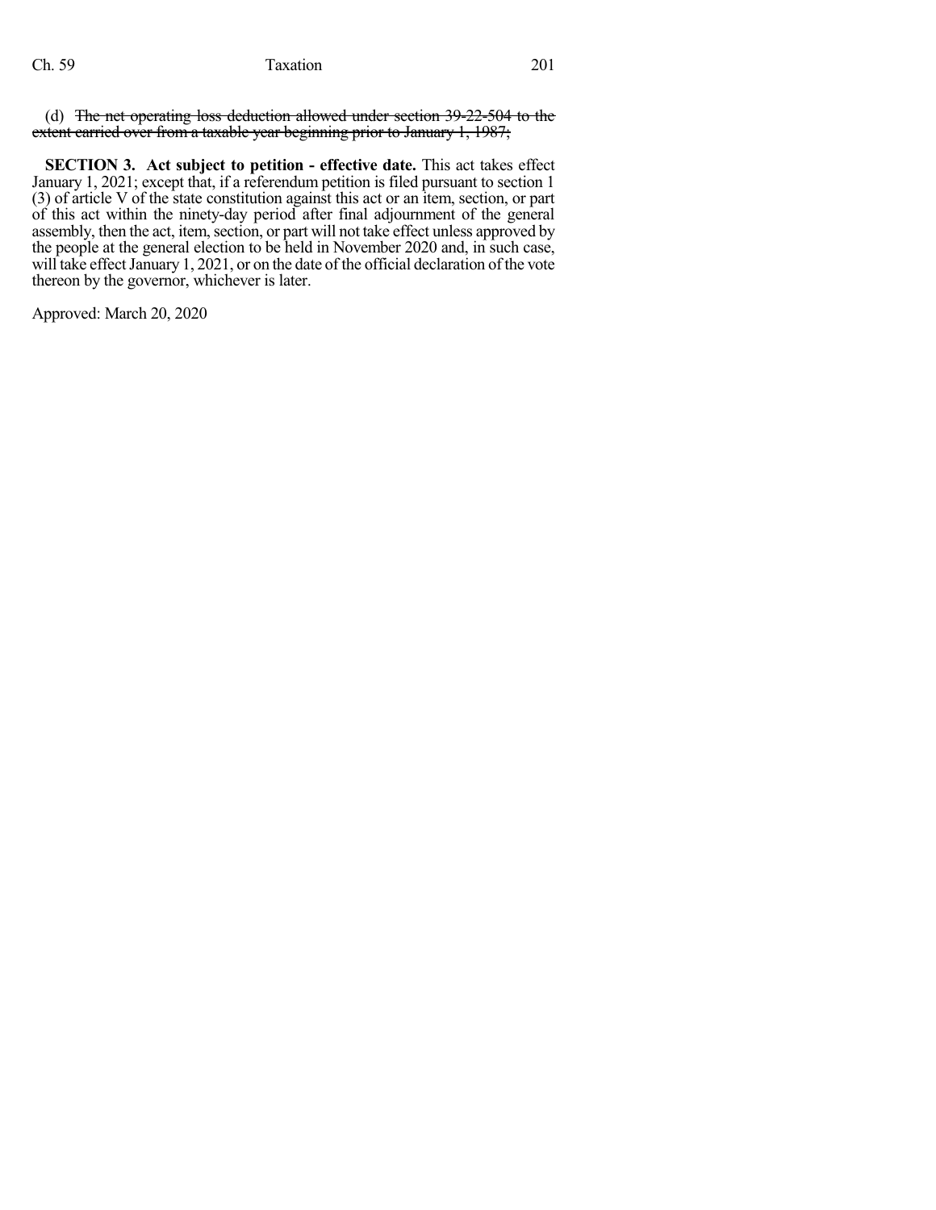(d) ~~The net operating loss deduction allowed under section 39-22-504 to the extent carried over from a taxable year beginning prior to January 1, 1987;~~

**SECTION 3. Act subject to petition - effective date.** This act takes effect January 1, 2021; except that, if a referendum petition is filed pursuant to section 1 (3) of article V of the state constitution against this act or an item, section, or part of this act within the ninety-day period after final adjournment of the general assembly, then the act, item, section, or part will not take effect unless approved by the people at the general election to be held in November 2020 and, in such case, will take effect January 1, 2021, or on the date of the official declaration of the vote thereon by the governor, whichever is later.

Approved: March 20, 2020